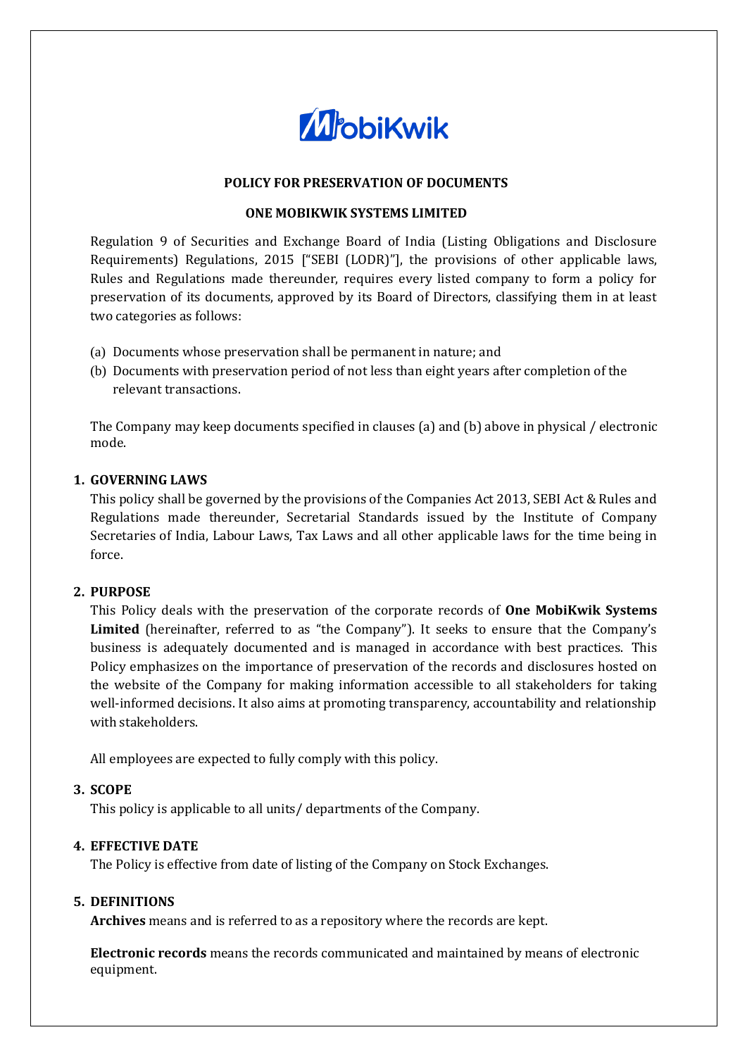**POLICY FOR PRESERVATION OF DOCUMENTS**

**ONE MOBIKWIK SYSTEMS LIMITED**

Regulation 9 of Securities and Exchange Board of India (Listing Obligations and Disclosure Requirements) Regulations, 2015 ["SEBI (LODR)"], the provisions of other applicable laws, Rules and Regulations made thereunder, requires every listed company to form a policy for preservation of its documents, approved by its Board of Directors, classifying them in at least two categories as follows:

(a) Documents whose preservation shall be permanent in nature; and

(b) Documents with preservation period of not less than eight years after completion of the relevant transactions.

The Company may keep documents specified in clauses (a) and (b) above in physical / electronic mode.

## 1. GOVERNING LAWS

This policy shall be governed by the provisions of the Companies Act 2013, SEBI Act & Rules and Regulations made thereunder, Secretarial Standards issued by the Institute of Company Secretaries of India, Labour Laws, Tax Laws and all other applicable laws for the time being in force.

## 2. PURPOSE

This Policy deals with the preservation of the corporate records of **One MobiKwik Systems Limited** (hereinafter, referred to as "the Company"). It seeks to ensure that the Company's business is adequately documented and is managed in accordance with best practices. This Policy emphasizes on the importance of preservation of the records and disclosures hosted on the website of the Company for making information accessible to all stakeholders for taking well-informed decisions. It also aims at promoting transparency, accountability and relationship with stakeholders.

All employees are expected to fully comply with this policy.

## 3. SCOPE

This policy is applicable to all units/ departments of the Company.

## 4. EFFECTIVE DATE

The Policy is effective from date of listing of the Company on Stock Exchanges.

## 5. DEFINITIONS

**Archives** means and is referred to as a repository where the records are kept.

**Electronic records** means the records communicated and maintained by means of electronic equipment.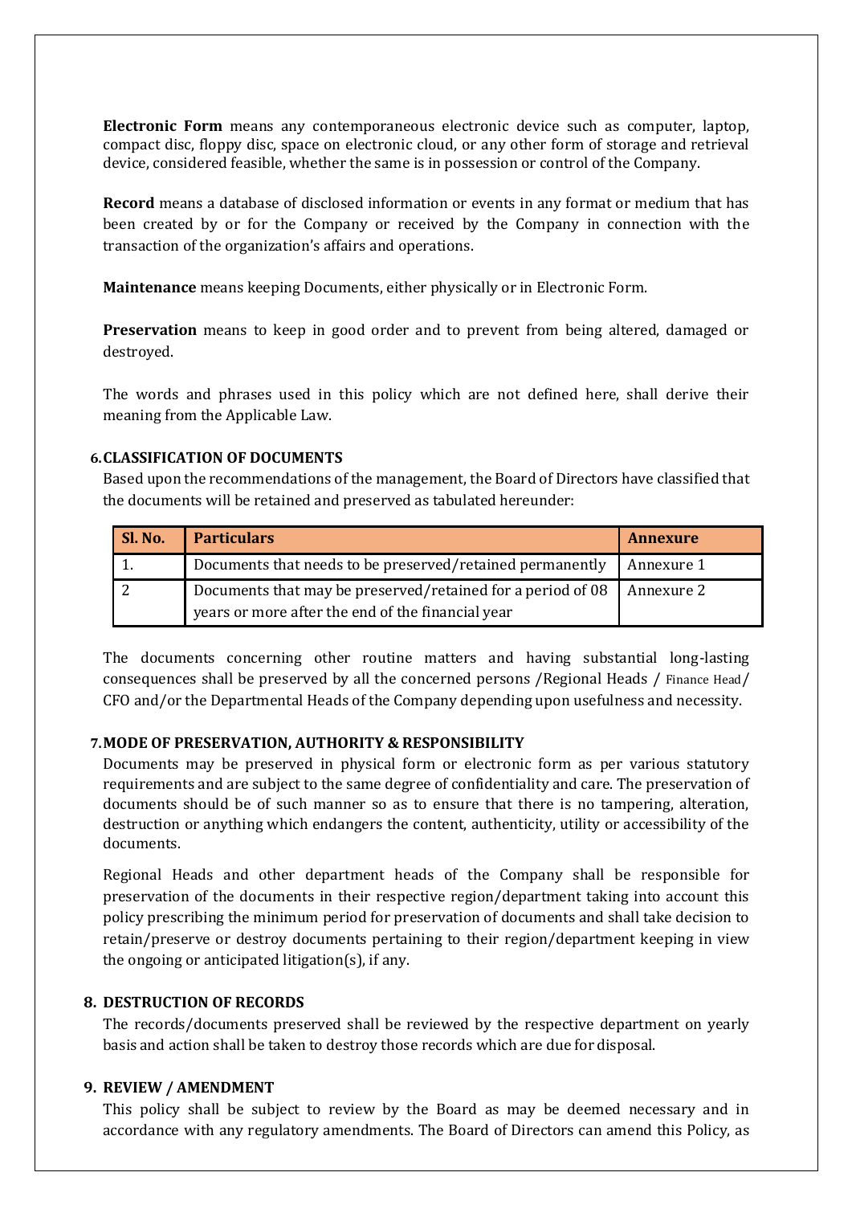**Electronic Form** means any contemporaneous electronic device such as computer, laptop, compact disc, floppy disc, space on electronic cloud, or any other form of storage and retrieval device, considered feasible, whether the same is in possession or control of the Company.

**Record** means a database of disclosed information or events in any format or medium that has been created by or for the Company or received by the Company in connection with the transaction of the organization's affairs and operations.

**Maintenance** means keeping Documents, either physically or in Electronic Form.

**Preservation** means to keep in good order and to prevent from being altered, damaged or destroyed.

The words and phrases used in this policy which are not defined here, shall derive their meaning from the Applicable Law.

## 6. CLASSIFICATION OF DOCUMENTS

Based upon the recommendations of the management, the Board of Directors have classified that the documents will be retained and preserved as tabulated hereunder:

| Sl. No. | Particulars | Annexure |
|---|---|---|
| 1. | Documents that needs to be preserved/retained permanently | Annexure 1 |
| 2 | Documents that may be preserved/retained for a period of 08 years or more after the end of the financial year | Annexure 2 |

The documents concerning other routine matters and having substantial long-lasting consequences shall be preserved by all the concerned persons /Regional Heads / Finance Head/ CFO and/or the Departmental Heads of the Company depending upon usefulness and necessity.

## 7. MODE OF PRESERVATION, AUTHORITY & RESPONSIBILITY

Documents may be preserved in physical form or electronic form as per various statutory requirements and are subject to the same degree of confidentiality and care. The preservation of documents should be of such manner so as to ensure that there is no tampering, alteration, destruction or anything which endangers the content, authenticity, utility or accessibility of the documents.

Regional Heads and other department heads of the Company shall be responsible for preservation of the documents in their respective region/department taking into account this policy prescribing the minimum period for preservation of documents and shall take decision to retain/preserve or destroy documents pertaining to their region/department keeping in view the ongoing or anticipated litigation(s), if any.

## 8. DESTRUCTION OF RECORDS

The records/documents preserved shall be reviewed by the respective department on yearly basis and action shall be taken to destroy those records which are due for disposal.

## 9. REVIEW / AMENDMENT

This policy shall be subject to review by the Board as may be deemed necessary and in accordance with any regulatory amendments. The Board of Directors can amend this Policy, as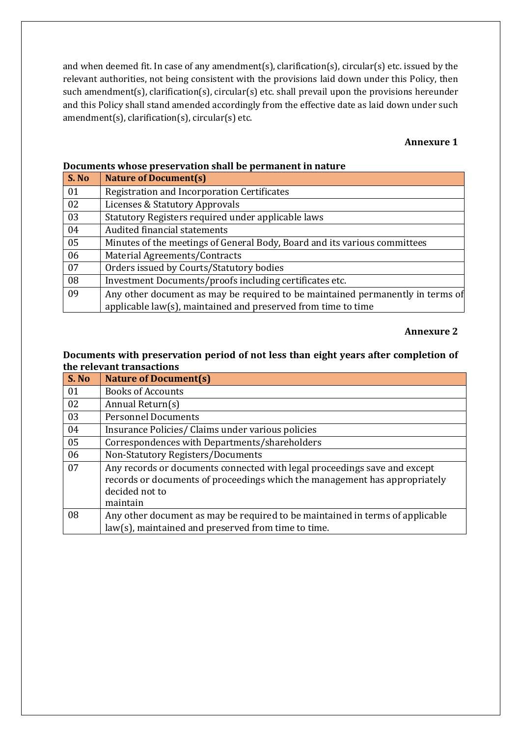and when deemed fit. In case of any amendment(s), clarification(s), circular(s) etc. issued by the relevant authorities, not being consistent with the provisions laid down under this Policy, then such amendment(s), clarification(s), circular(s) etc. shall prevail upon the provisions hereunder and this Policy shall stand amended accordingly from the effective date as laid down under such amendment(s), clarification(s), circular(s) etc.

**Annexure 1**

**Documents whose preservation shall be permanent in nature**

| S. No | Nature of Document(s) |
|---|---|
| 01 | Registration and Incorporation Certificates |
| 02 | Licenses & Statutory Approvals |
| 03 | Statutory Registers required under applicable laws |
| 04 | Audited financial statements |
| 05 | Minutes of the meetings of General Body, Board and its various committees |
| 06 | Material Agreements/Contracts |
| 07 | Orders issued by Courts/Statutory bodies |
| 08 | Investment Documents/proofs including certificates etc. |
| 09 | Any other document as may be required to be maintained permanently in terms of applicable law(s), maintained and preserved from time to time |

**Annexure 2**

**Documents with preservation period of not less than eight years after completion of the relevant transactions**

| S. No | Nature of Document(s) |
|---|---|
| 01 | Books of Accounts |
| 02 | Annual Return(s) |
| 03 | Personnel Documents |
| 04 | Insurance Policies/ Claims under various policies |
| 05 | Correspondences with Departments/shareholders |
| 06 | Non-Statutory Registers/Documents |
| 07 | Any records or documents connected with legal proceedings save and except records or documents of proceedings which the management has appropriately decided not to maintain |
| 08 | Any other document as may be required to be maintained in terms of applicable law(s), maintained and preserved from time to time. |